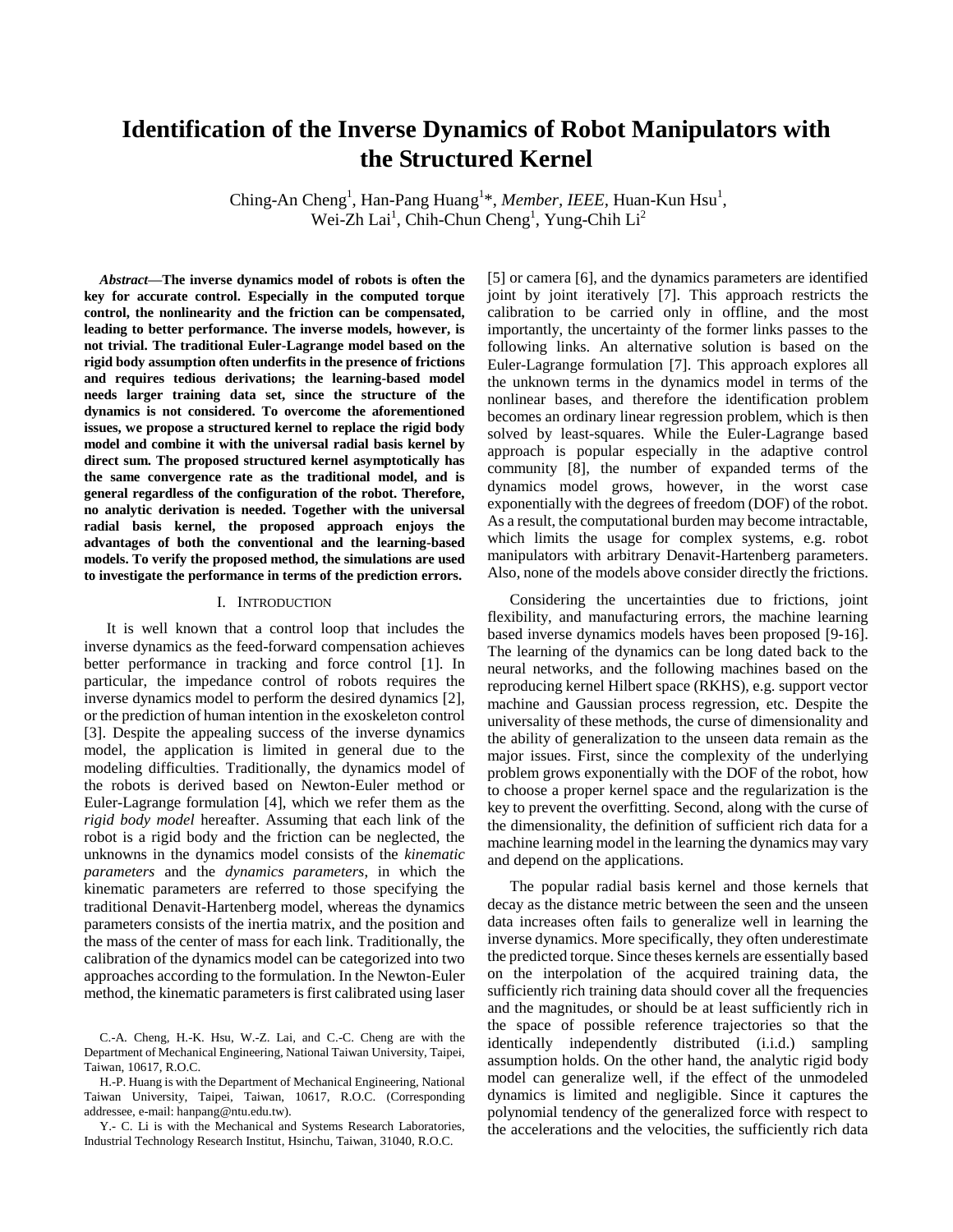# Identification of the Inverse Dynamics of Robot Manipulators with the Structured Kernel

Ching-An Cheng[1], Han-Pang Huang[1]*, *Member, IEEE*, Huan-Kun Hsu[1], Wei-Zh Lai[1], Chih-Chun Cheng[1], Yung-Chih Li[2]

***Abstract*—The inverse dynamics model of robots is often the key for accurate control. Especially in the computed torque control, the nonlinearity and the friction can be compensated, leading to better performance. The inverse models, however, is not trivial. The traditional Euler-Lagrange model based on the rigid body assumption often underfits in the presence of frictions and requires tedious derivations; the learning-based model needs larger training data set, since the structure of the dynamics is not considered. To overcome the aforementioned issues, we propose a structured kernel to replace the rigid body model and combine it with the universal radial basis kernel by direct sum. The proposed structured kernel asymptotically has the same convergence rate as the traditional model, and is general regardless of the configuration of the robot. Therefore, no analytic derivation is needed. Together with the universal radial basis kernel, the proposed approach enjoys the advantages of both the conventional and the learning-based models. To verify the proposed method, the simulations are used to investigate the performance in terms of the prediction errors.**

## I. Introduction

It is well known that a control loop that includes the inverse dynamics as the feed-forward compensation achieves better performance in tracking and force control [1]. In particular, the impedance control of robots requires the inverse dynamics model to perform the desired dynamics [2], or the prediction of human intention in the exoskeleton control [3]. Despite the appealing success of the inverse dynamics model, the application is limited in general due to the modeling difficulties. Traditionally, the dynamics model of the robots is derived based on Newton-Euler method or Euler-Lagrange formulation [4], which we refer them as the *rigid body model* hereafter. Assuming that each link of the robot is a rigid body and the friction can be neglected, the unknowns in the dynamics model consists of the *kinematic parameters* and the *dynamics parameters*, in which the kinematic parameters are referred to those specifying the traditional Denavit-Hartenberg model, whereas the dynamics parameters consists of the inertia matrix, and the position and the mass of the center of mass for each link. Traditionally, the calibration of the dynamics model can be categorized into two approaches according to the formulation. In the Newton-Euler method, the kinematic parameters is first calibrated using laser [5] or camera [6], and the dynamics parameters are identified joint by joint iteratively [7]. This approach restricts the calibration to be carried only in offline, and the most importantly, the uncertainty of the former links passes to the following links. An alternative solution is based on the Euler-Lagrange formulation [7]. This approach explores all the unknown terms in the dynamics model in terms of the nonlinear bases, and therefore the identification problem becomes an ordinary linear regression problem, which is then solved by least-squares. While the Euler-Lagrange based approach is popular especially in the adaptive control community [8], the number of expanded terms of the dynamics model grows, however, in the worst case exponentially with the degrees of freedom (DOF) of the robot. As a result, the computational burden may become intractable, which limits the usage for complex systems, e.g. robot manipulators with arbitrary Denavit-Hartenberg parameters. Also, none of the models above consider directly the frictions.

Considering the uncertainties due to frictions, joint flexibility, and manufacturing errors, the machine learning based inverse dynamics models haves been proposed [9-16]. The learning of the dynamics can be long dated back to the neural networks, and the following machines based on the reproducing kernel Hilbert space (RKHS), e.g. support vector machine and Gaussian process regression, etc. Despite the universality of these methods, the curse of dimensionality and the ability of generalization to the unseen data remain as the major issues. First, since the complexity of the underlying problem grows exponentially with the DOF of the robot, how to choose a proper kernel space and the regularization is the key to prevent the overfitting. Second, along with the curse of the dimensionality, the definition of sufficient rich data for a machine learning model in the learning the dynamics may vary and depend on the applications.

The popular radial basis kernel and those kernels that decay as the distance metric between the seen and the unseen data increases often fails to generalize well in learning the inverse dynamics. More specifically, they often underestimate the predicted torque. Since theses kernels are essentially based on the interpolation of the acquired training data, the sufficiently rich training data should cover all the frequencies and the magnitudes, or should be at least sufficiently rich in the space of possible reference trajectories so that the identically independently distributed (i.i.d.) sampling assumption holds. On the other hand, the analytic rigid body model can generalize well, if the effect of the unmodeled dynamics is limited and negligible. Since it captures the polynomial tendency of the generalized force with respect to the accelerations and the velocities, the sufficiently rich data

C.-A. Cheng, H.-K. Hsu, W.-Z. Lai, and C.-C. Cheng are with the Department of Mechanical Engineering, National Taiwan University, Taipei, Taiwan, 10617, R.O.C.

H.-P. Huang is with the Department of Mechanical Engineering, National Taiwan University, Taipei, Taiwan, 10617, R.O.C. (Corresponding addressee, e-mail: hanpang@ntu.edu.tw).

Y.- C. Li is with the Mechanical and Systems Research Laboratories, Industrial Technology Research Institut, Hsinchu, Taiwan, 31040, R.O.C.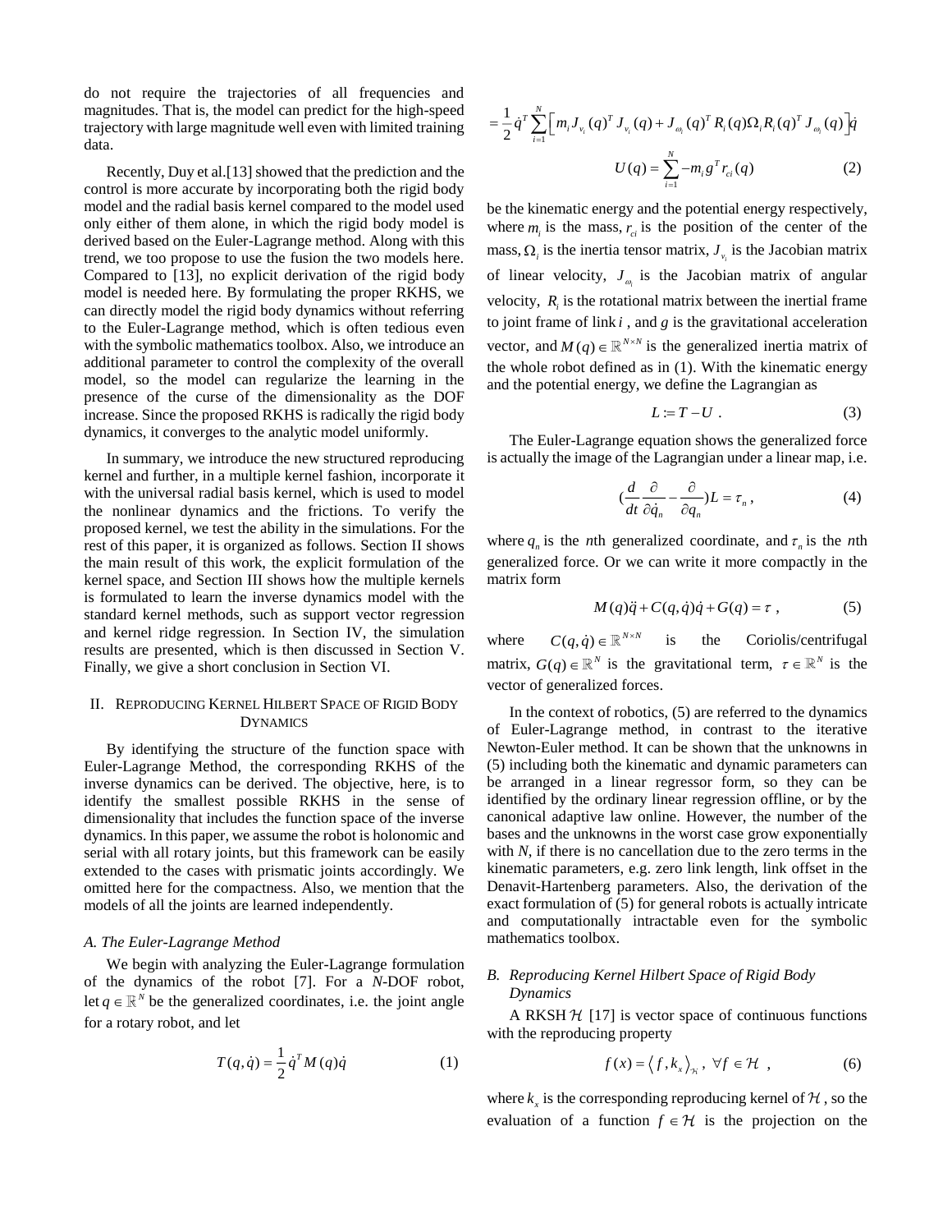do not require the trajectories of all frequencies and magnitudes. That is, the model can predict for the high-speed trajectory with large magnitude well even with limited training data.

Recently, Duy et al.[13] showed that the prediction and the control is more accurate by incorporating both the rigid body model and the radial basis kernel compared to the model used only either of them alone, in which the rigid body model is derived based on the Euler-Lagrange method. Along with this trend, we too propose to use the fusion the two models here. Compared to [13], no explicit derivation of the rigid body model is needed here. By formulating the proper RKHS, we can directly model the rigid body dynamics without referring to the Euler-Lagrange method, which is often tedious even with the symbolic mathematics toolbox. Also, we introduce an additional parameter to control the complexity of the overall model, so the model can regularize the learning in the presence of the curse of the dimensionality as the DOF increase. Since the proposed RKHS is radically the rigid body dynamics, it converges to the analytic model uniformly.

In summary, we introduce the new structured reproducing kernel and further, in a multiple kernel fashion, incorporate it with the universal radial basis kernel, which is used to model the nonlinear dynamics and the frictions. To verify the proposed kernel, we test the ability in the simulations. For the rest of this paper, it is organized as follows. Section II shows the main result of this work, the explicit formulation of the kernel space, and Section III shows how the multiple kernels is formulated to learn the inverse dynamics model with the standard kernel methods, such as support vector regression and kernel ridge regression. In Section IV, the simulation results are presented, which is then discussed in Section V. Finally, we give a short conclusion in Section VI.

## II. Reproducing Kernel Hilbert Space of Rigid Body Dynamics

By identifying the structure of the function space with Euler-Lagrange Method, the corresponding RKHS of the inverse dynamics can be derived. The objective, here, is to identify the smallest possible RKHS in the sense of dimensionality that includes the function space of the inverse dynamics. In this paper, we assume the robot is holonomic and serial with all rotary joints, but this framework can be easily extended to the cases with prismatic joints accordingly. We omitted here for the compactness. Also, we mention that the models of all the joints are learned independently.

### A. The Euler-Lagrange Method

We begin with analyzing the Euler-Lagrange formulation of the dynamics of the robot [7]. For a *N*-DOF robot, let $q \in \mathbb{R}^N$ be the generalized coordinates, i.e. the joint angle for a rotary robot, and let

$$T(q,\dot{q}) = \frac{1}{2}\dot{q}^T M(q)\dot{q} \qquad (1)$$

$$= \frac{1}{2}\dot{q}^T \sum_{i=1}^{N}\Big[ m_i J_{v_i}(q)^T J_{v_i}(q) + J_{\omega_i}(q)^T R_i(q)\Omega_i R_i(q)^T J_{\omega_i}(q)\Big]\dot{q}$$

$$U(q) = \sum_{i=1}^{N} -m_i g^T r_{ci}(q) \qquad (2)$$

be the kinematic energy and the potential energy respectively, where $m_i$ is the mass, $r_{ci}$ is the position of the center of the mass, $\Omega_i$ is the inertia tensor matrix, $J_{v_i}$ is the Jacobian matrix of linear velocity, $J_{\omega_i}$ is the Jacobian matrix of angular velocity, $R_i$ is the rotational matrix between the inertial frame to joint frame of link $i$, and $g$ is the gravitational acceleration vector, and $M(q) \in \mathbb{R}^{N\times N}$ is the generalized inertia matrix of the whole robot defined as in (1). With the kinematic energy and the potential energy, we define the Lagrangian as

$$L := T - U \ . \qquad (3)$$

The Euler-Lagrange equation shows the generalized force is actually the image of the Lagrangian under a linear map, i.e.

$$\left(\frac{d}{dt}\frac{\partial}{\partial \dot{q}_n} - \frac{\partial}{\partial q_n}\right)L = \tau_n \ , \qquad (4)$$

where $q_n$ is the *n*th generalized coordinate, and $\tau_n$ is the *n*th generalized force. Or we can write it more compactly in the matrix form

$$M(q)\ddot{q} + C(q,\dot{q})\dot{q} + G(q) = \tau \ , \qquad (5)$$

where $C(q,\dot{q}) \in \mathbb{R}^{N\times N}$ is the Coriolis/centrifugal matrix, $G(q) \in \mathbb{R}^N$ is the gravitational term, $\tau \in \mathbb{R}^N$ is the vector of generalized forces.

In the context of robotics, (5) are referred to the dynamics of Euler-Lagrange method, in contrast to the iterative Newton-Euler method. It can be shown that the unknowns in (5) including both the kinematic and dynamic parameters can be arranged in a linear regressor form, so they can be identified by the ordinary linear regression offline, or by the canonical adaptive law online. However, the number of the bases and the unknowns in the worst case grow exponentially with *N*, if there is no cancellation due to the zero terms in the kinematic parameters, e.g. zero link length, link offset in the Denavit-Hartenberg parameters. Also, the derivation of the exact formulation of (5) for general robots is actually intricate and computationally intractable even for the symbolic mathematics toolbox.

### B. Reproducing Kernel Hilbert Space of Rigid Body Dynamics

A RKSH $\mathcal{H}$ [17] is vector space of continuous functions with the reproducing property

$$f(x) = \langle f, k_x \rangle_{\mathcal{H}} \ , \ \forall f \in \mathcal{H} \ , \qquad (6)$$

where $k_x$ is the corresponding reproducing kernel of $\mathcal{H}$, so the evaluation of a function $f \in \mathcal{H}$ is the projection on the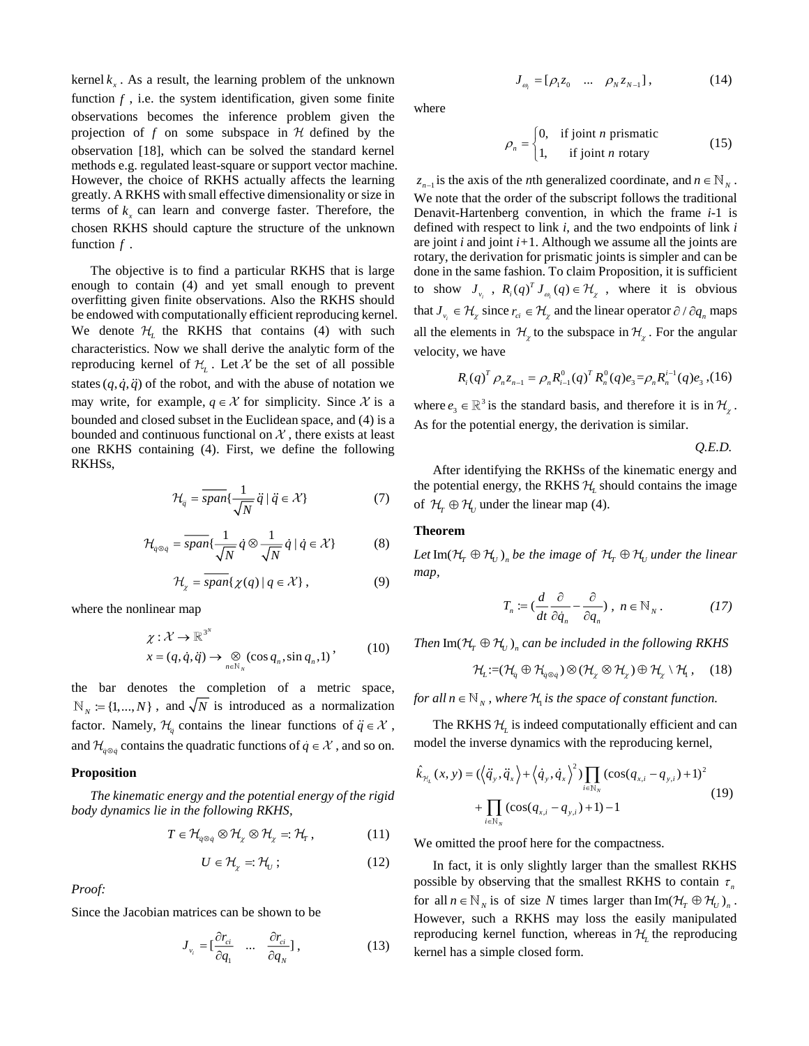kernel $k_x$. As a result, the learning problem of the unknown function $f$, i.e. the system identification, given some finite observations becomes the inference problem given the projection of $f$ on some subspace in $\mathcal{H}$ defined by the observation [18], which can be solved the standard kernel methods e.g. regulated least-square or support vector machine. However, the choice of RKHS actually affects the learning greatly. A RKHS with small effective dimensionality or size in terms of $k_x$ can learn and converge faster. Therefore, the chosen RKHS should capture the structure of the unknown function $f$.

The objective is to find a particular RKHS that is large enough to contain (4) and yet small enough to prevent overfitting given finite observations. Also the RKHS should be endowed with computationally efficient reproducing kernel. We denote $\mathcal{H}_L$ the RKHS that contains (4) with such characteristics. Now we shall derive the analytic form of the reproducing kernel of $\mathcal{H}_L$. Let $\mathcal{X}$ be the set of all possible states $(q,\dot{q},\ddot{q})$ of the robot, and with the abuse of notation we may write, for example, $q \in \mathcal{X}$ for simplicity. Since $\mathcal{X}$ is a bounded and closed subset in the Euclidean space, and (4) is a bounded and continuous functional on $\mathcal{X}$, there exists at least one RKHS containing (4). First, we define the following RKHSs,

$$\mathcal{H}_{\ddot{q}} = \overline{span}\{\frac{1}{\sqrt{N}}\ddot{q} \mid \ddot{q} \in \mathcal{X}\} \tag{7}$$

$$\mathcal{H}_{\dot{q}\otimes\dot{q}} = \overline{span}\{\frac{1}{\sqrt{N}}\dot{q} \otimes \frac{1}{\sqrt{N}}\dot{q} \mid \dot{q} \in \mathcal{X}\} \tag{8}$$

$$\mathcal{H}_{\chi} = \overline{span}\{\chi(q) \mid q \in \mathcal{X}\}, \tag{9}$$

where the nonlinear map

$$\begin{aligned} &\chi : \mathcal{X} \to \mathbb{R}^{3^N} \\ &x = (q,\dot{q},\ddot{q}) \to \underset{n\in\mathbb{N}_N}{\otimes} (\cos q_n, \sin q_n, 1) \end{aligned} \tag{10}$$

the bar denotes the completion of a metric space, $\mathbb{N}_N := \{1,...,N\}$, and $\sqrt{N}$ is introduced as a normalization factor. Namely, $\mathcal{H}_{\ddot{q}}$ contains the linear functions of $\ddot{q} \in \mathcal{X}$, and $\mathcal{H}_{\dot{q}\otimes\dot{q}}$ contains the quadratic functions of $\dot{q} \in \mathcal{X}$, and so on.

**Proposition**

*The kinematic energy and the potential energy of the rigid body dynamics lie in the following RKHS,*

$$T \in \mathcal{H}_{\dot{q}\otimes\dot{q}} \otimes \mathcal{H}_{\chi} \otimes \mathcal{H}_{\chi} =: \mathcal{H}_T, \tag{11}$$

$$U \in \mathcal{H}_{\chi} =: \mathcal{H}_U; \tag{12}$$

*Proof:*

Since the Jacobian matrices can be shown to be

$$J_{v_i} = [\frac{\partial r_{ci}}{\partial q_1} \quad ... \quad \frac{\partial r_{ci}}{\partial q_N}], \tag{13}$$

$$J_{\omega_i} = [\rho_1 z_0 \quad ... \quad \rho_N z_{N-1}], \tag{14}$$

where

$$\rho_n = \begin{cases} 0, & \text{if joint } n \text{ prismatic} \\ 1, & \text{if joint } n \text{ rotary} \end{cases} \tag{15}$$

$z_{n-1}$ is the axis of the $n$th generalized coordinate, and $n \in \mathbb{N}_N$. We note that the order of the subscript follows the traditional Denavit-Hartenberg convention, in which the frame $i$-1 is defined with respect to link $i$, and the two endpoints of link $i$ are joint $i$ and joint $i$+1. Although we assume all the joints are rotary, the derivation for prismatic joints is simpler and can be done in the same fashion. To claim Proposition, it is sufficient to show $J_{v_i}$, $R_i(q)^T J_{\omega_i}(q) \in \mathcal{H}_\chi$, where it is obvious that $J_{v_i} \in \mathcal{H}_\chi$ since $r_{ci} \in \mathcal{H}_\chi$ and the linear operator $\partial / \partial q_n$ maps all the elements in $\mathcal{H}_\chi$ to the subspace in $\mathcal{H}_\chi$. For the angular velocity, we have

$$R_i(q)^T \rho_n z_{n-1} = \rho_n R_{i-1}^0(q)^T R_n^0(q) e_3 = \rho_n R_n^{i-1}(q) e_3, \tag{16}$$

where $e_3 \in \mathbb{R}^3$ is the standard basis, and therefore it is in $\mathcal{H}_\chi$. As for the potential energy, the derivation is similar.

*Q.E.D.*

After identifying the RKHSs of the kinematic energy and the potential energy, the RKHS $\mathcal{H}_L$ should contains the image of $\mathcal{H}_T \oplus \mathcal{H}_U$ under the linear map (4).

**Theorem**

*Let* $\text{Im}(\mathcal{H}_T \oplus \mathcal{H}_U)_n$ *be the image of* $\mathcal{H}_T \oplus \mathcal{H}_U$ *under the linear map,*

$$T_n := (\frac{d}{dt}\frac{\partial}{\partial \dot{q}_n} - \frac{\partial}{\partial q_n}), \; n \in \mathbb{N}_N. \tag{17}$$

*Then* $\text{Im}(\mathcal{H}_T \oplus \mathcal{H}_U)_n$ *can be included in the following RKHS*

$$\mathcal{H}_L := (\mathcal{H}_{\ddot{q}} \oplus \mathcal{H}_{\dot{q}\otimes\dot{q}}) \otimes (\mathcal{H}_\chi \otimes \mathcal{H}_\chi) \oplus \mathcal{H}_\chi \setminus \mathcal{H}_1, \tag{18}$$

*for all* $n \in \mathbb{N}_N$*, where* $\mathcal{H}_1$ *is the space of constant function.*

The RKHS $\mathcal{H}_L$ is indeed computationally efficient and can model the inverse dynamics with the reproducing kernel,

$$\begin{aligned} \hat{k}_{\mathcal{H}_L}(x,y) = (\langle \ddot{q}_y, \ddot{q}_x \rangle + \langle \dot{q}_y, \dot{q}_x \rangle^2) \prod_{i\in\mathbb{N}_N} (\cos(q_{x,i} - q_{y,i}) + 1)^2 \\ + \prod_{i\in\mathbb{N}_N} (\cos(q_{x,i} - q_{y,i}) + 1) - 1 \end{aligned} \tag{19}$$

We omitted the proof here for the compactness.

In fact, it is only slightly larger than the smallest RKHS possible by observing that the smallest RKHS to contain $\tau_n$ for all $n \in \mathbb{N}_N$ is of size $N$ times larger than $\text{Im}(\mathcal{H}_T \oplus \mathcal{H}_U)_n$. However, such a RKHS may loss the easily manipulated reproducing kernel function, whereas in $\mathcal{H}_L$ the reproducing kernel has a simple closed form.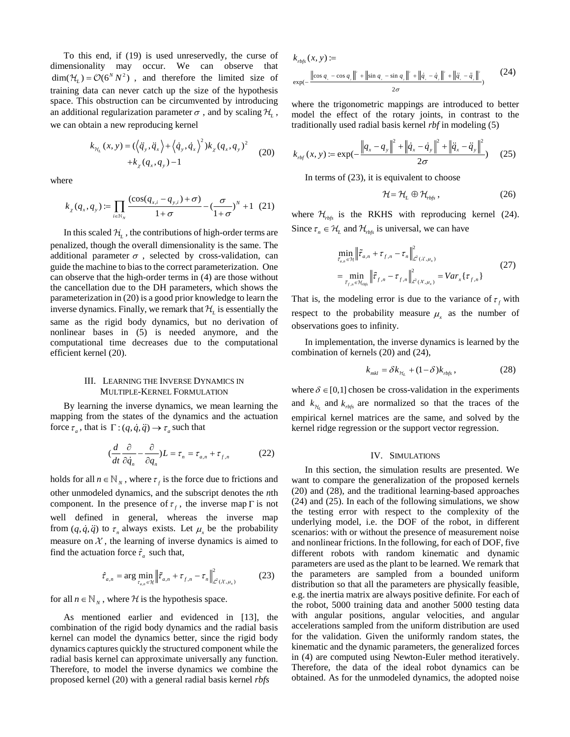To this end, if (19) is used unreservedly, the curse of dimensionality may occur. We can observe that $\dim(\mathcal{H}_L) = \mathcal{O}(6^N N^2)$ , and therefore the limited size of training data can never catch up the size of the hypothesis space. This obstruction can be circumvented by introducing an additional regularization parameter $\sigma$ , and by scaling $\mathcal{H}_L$ , we can obtain a new reproducing kernel

$$
\begin{aligned}
k_{\mathcal{H}_L}(x,y) = (\langle \ddot{q}_y, \ddot{q}_x \rangle + \langle \dot{q}_y, \dot{q}_x \rangle^2) k_\chi(q_x,q_y)^2 \\
+ k_\chi(q_x,q_y) - 1
\end{aligned} \tag{20}
$$

where

$$
k_\chi(q_x,q_y) := \prod_{i \in \mathbb{N}_N} \frac{(\cos(q_{x,i}-q_{y,i})+\sigma)}{1+\sigma} - \left(\frac{\sigma}{1+\sigma}\right)^N + 1 \tag{21}
$$

In this scaled $\mathcal{H}_L$ , the contributions of high-order terms are penalized, though the overall dimensionality is the same. The additional parameter $\sigma$ , selected by cross-validation, can guide the machine to bias to the correct parameterization. One can observe that the high-order terms in (4) are those without the cancellation due to the DH parameters, which shows the parameterization in (20) is a good prior knowledge to learn the inverse dynamics. Finally, we remark that $\mathcal{H}_L$ is essentially the same as the rigid body dynamics, but no derivation of nonlinear bases in (5) is needed anymore, and the computational time decreases due to the computational efficient kernel (20).

## III. Learning the Inverse Dynamics in Multiple-Kernel Formulation

By learning the inverse dynamics, we mean learning the mapping from the states of the dynamics and the actuation force $\tau_a$ , that is $\Gamma : (q,\dot{q},\ddot{q}) \to \tau_a$ such that

$$
\left(\frac{d}{dt}\frac{\partial}{\partial \dot{q}_n} - \frac{\partial}{\partial q_n}\right) L = \tau_n = \tau_{a,n} + \tau_{f,n} \tag{22}
$$

holds for all $n \in \mathbb{N}_N$ , where $\tau_f$ is the force due to frictions and other unmodeled dynamics, and the subscript denotes the *n*th component. In the presence of $\tau_f$ , the inverse map $\Gamma$ is not well defined in general, whereas the inverse map from $(q,\dot{q},\ddot{q})$ to $\tau_n$ always exists. Let $\mu_x$ be the probability measure on $\mathcal{X}$ , the learning of inverse dynamics is aimed to find the actuation force $\hat{\tau}_a$ such that,

$$
\hat{\tau}_{a,n} = \arg\min_{\tau_{a,n} \in \mathcal{H}} \left\| \tilde{\tau}_{a,n} + \tau_{f,n} - \tau_n \right\|^2_{\mathcal{L}^2(\mathcal{X},\mu_x)} \tag{23}
$$

for all $n \in \mathbb{N}_N$ , where $\mathcal{H}$ is the hypothesis space.

As mentioned earlier and evidenced in [13], the combination of the rigid body dynamics and the radial basis kernel can model the dynamics better, since the rigid body dynamics captures quickly the structured component while the radial basis kernel can approximate universally any function. Therefore, to model the inverse dynamics we combine the proposed kernel (20) with a general radial basis kernel *rbfs*

$$
k_{rbfs}(x,y) := \exp\left(-\frac{\|\cos q_x - \cos q_y\|^2 + \|\sin q_x - \sin q_y\|^2 + \|\dot{q}_x - \dot{q}_y\|^2 + \|\ddot{q}_x - \ddot{q}_y\|^2}{2\sigma}\right) \tag{24}
$$

where the trigonometric mappings are introduced to better model the effect of the rotary joints, in contrast to the traditionally used radial basis kernel *rbf* in modeling (5)

$$
k_{rbf}(x,y) := \exp\left(-\frac{\|q_x - q_y\|^2 + \|\dot{q}_x - \dot{q}_y\|^2 + \|\ddot{q}_x - \ddot{q}_y\|^2}{2\sigma}\right) \tag{25}
$$

In terms of (23), it is equivalent to choose

$$
\mathcal{H} = \mathcal{H}_L \oplus \mathcal{H}_{rbfs}, \tag{26}
$$

where $\mathcal{H}_{rbfs}$ is the RKHS with reproducing kernel (24). Since $\tau_n \in \mathcal{H}_L$ and $\mathcal{H}_{rbfs}$ is universal, we can have

$$
\begin{aligned}
&\min_{\tilde{\tau}_{a,n} \in \mathcal{H}} \left\| \tilde{\tau}_{a,n} + \tau_{f,n} - \tau_n \right\|^2_{\mathcal{L}^2(\mathcal{X},\mu_x)} \\
&= \min_{\tilde{\tau}_{f,n} \in \mathcal{H}_{rbfs}} \left\| \tilde{\tau}_{f,n} - \tau_{f,n} \right\|^2_{\mathcal{L}^2(\mathcal{X},\mu_x)} = Var_x\{\tau_{f,n}\}
\end{aligned} \tag{27}
$$

That is, the modeling error is due to the variance of $\tau_f$ with respect to the probability measure $\mu_x$ as the number of observations goes to infinity.

In implementation, the inverse dynamics is learned by the combination of kernels (20) and (24),

$$
k_{mkl} = \delta k_{\mathcal{H}_L} + (1-\delta) k_{rbfs}, \tag{28}
$$

where $\delta \in [0,1]$ chosen be cross-validation in the experiments and $k_{\mathcal{H}_L}$ and $k_{rbfs}$ are normalized so that the traces of the empirical kernel matrices are the same, and solved by the kernel ridge regression or the support vector regression.

## IV. Simulations

In this section, the simulation results are presented. We want to compare the generalization of the proposed kernels (20) and (28), and the traditional learning-based approaches (24) and (25). In each of the following simulations, we show the testing error with respect to the complexity of the underlying model, i.e. the DOF of the robot, in different scenarios: with or without the presence of measurement noise and nonlinear frictions. In the following, for each of DOF, five different robots with random kinematic and dynamic parameters are used as the plant to be learned. We remark that the parameters are sampled from a bounded uniform distribution so that all the parameters are physically feasible, e.g. the inertia matrix are always positive definite. For each of the robot, 5000 training data and another 5000 testing data with angular positions, angular velocities, and angular accelerations sampled from the uniform distribution are used for the validation. Given the uniformly random states, the kinematic and the dynamic parameters, the generalized forces in (4) are computed using Newton-Euler method iteratively. Therefore, the data of the ideal robot dynamics can be obtained. As for the unmodeled dynamics, the adopted noise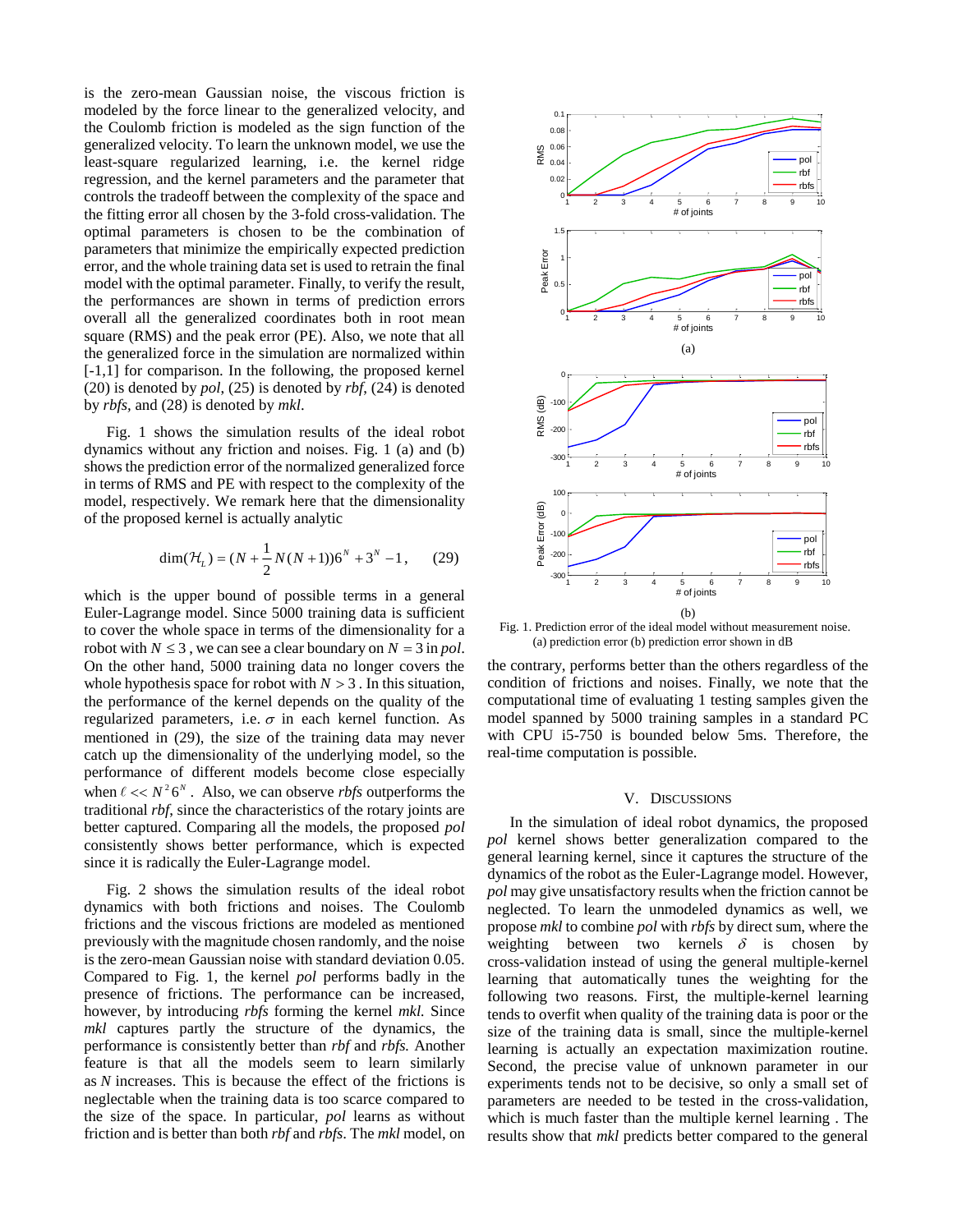is the zero-mean Gaussian noise, the viscous friction is modeled by the force linear to the generalized velocity, and the Coulomb friction is modeled as the sign function of the generalized velocity. To learn the unknown model, we use the least-square regularized learning, i.e. the kernel ridge regression, and the kernel parameters and the parameter that controls the tradeoff between the complexity of the space and the fitting error all chosen by the 3-fold cross-validation. The optimal parameters is chosen to be the combination of parameters that minimize the empirically expected prediction error, and the whole training data set is used to retrain the final model with the optimal parameter. Finally, to verify the result, the performances are shown in terms of prediction errors overall all the generalized coordinates both in root mean square (RMS) and the peak error (PE). Also, we note that all the generalized force in the simulation are normalized within [-1,1] for comparison. In the following, the proposed kernel (20) is denoted by *pol*, (25) is denoted by *rbf*, (24) is denoted by *rbfs*, and (28) is denoted by *mkl*.

Fig. 1 shows the simulation results of the ideal robot dynamics without any friction and noises. Fig. 1 (a) and (b) shows the prediction error of the normalized generalized force in terms of RMS and PE with respect to the complexity of the model, respectively. We remark here that the dimensionality of the proposed kernel is actually analytic

$$\dim(\mathcal{H}_L) = (N + \frac{1}{2}N(N+1))6^N + 3^N - 1, \qquad (29)$$

which is the upper bound of possible terms in a general Euler-Lagrange model. Since 5000 training data is sufficient to cover the whole space in terms of the dimensionality for a robot with $N \le 3$, we can see a clear boundary on $N = 3$ in *pol*. On the other hand, 5000 training data no longer covers the whole hypothesis space for robot with $N > 3$. In this situation, the performance of the kernel depends on the quality of the regularized parameters, i.e. $\sigma$ in each kernel function. As mentioned in (29), the size of the training data may never catch up the dimensionality of the underlying model, so the performance of different models become close especially when $\ell << N^2 6^N$. Also, we can observe *rbfs* outperforms the traditional *rbf*, since the characteristics of the rotary joints are better captured. Comparing all the models, the proposed *pol* consistently shows better performance, which is expected since it is radically the Euler-Lagrange model.

Fig. 2 shows the simulation results of the ideal robot dynamics with both frictions and noises. The Coulomb frictions and the viscous frictions are modeled as mentioned previously with the magnitude chosen randomly, and the noise is the zero-mean Gaussian noise with standard deviation 0.05. Compared to Fig. 1, the kernel *pol* performs badly in the presence of frictions. The performance can be increased, however, by introducing *rbfs* forming the kernel *mkl*. Since *mkl* captures partly the structure of the dynamics, the performance is consistently better than *rbf* and *rbfs*. Another feature is that all the models seem to learn similarly as *N* increases. This is because the effect of the frictions is neglectable when the training data is too scarce compared to the size of the space. In particular, *pol* learns as without friction and is better than both *rbf* and *rbfs*. The *mkl* model, on the contrary, performs better than the others regardless of the condition of frictions and noises. Finally, we note that the computational time of evaluating 1 testing samples given the model spanned by 5000 training samples in a standard PC with CPU i5-750 is bounded below 5ms. Therefore, the real-time computation is possible.

Fig. 1. Prediction error of the ideal model without measurement noise. (a) prediction error (b) prediction error shown in dB

## V. Discussions

In the simulation of ideal robot dynamics, the proposed *pol* kernel shows better generalization compared to the general learning kernel, since it captures the structure of the dynamics of the robot as the Euler-Lagrange model. However, *pol* may give unsatisfactory results when the friction cannot be neglected. To learn the unmodeled dynamics as well, we propose *mkl* to combine *pol* with *rbfs* by direct sum, where the weighting between two kernels $\delta$ is chosen by cross-validation instead of using the general multiple-kernel learning that automatically tunes the weighting for the following two reasons. First, the multiple-kernel learning tends to overfit when quality of the training data is poor or the size of the training data is small, since the multiple-kernel learning is actually an expectation maximization routine. Second, the precise value of unknown parameter in our experiments tends not to be decisive, so only a small set of parameters are needed to be tested in the cross-validation, which is much faster than the multiple kernel learning . The results show that *mkl* predicts better compared to the general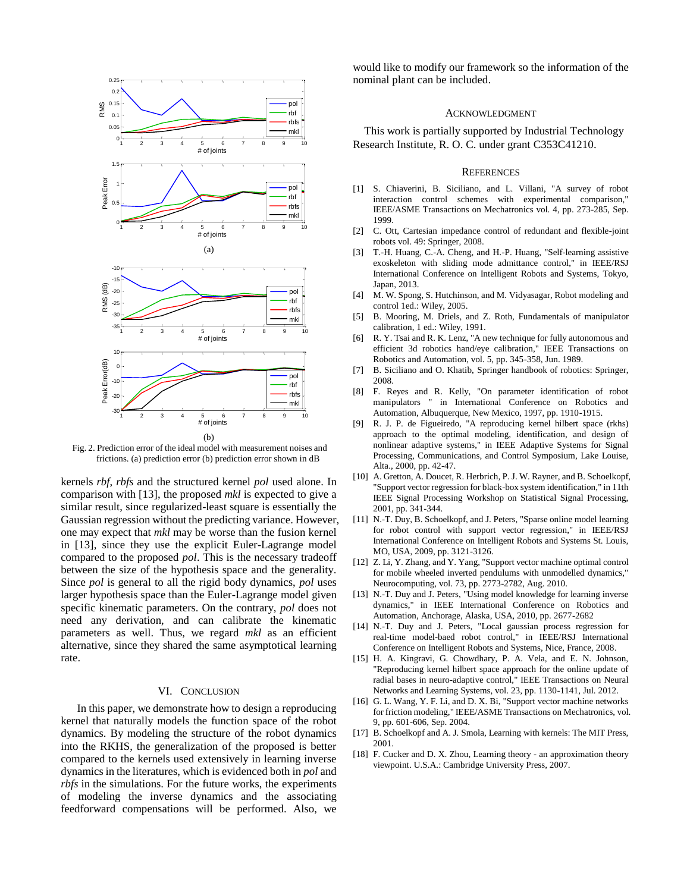RMS
0.25
0.2
0.15
0.1
0.05
0
1 2 3 4 5 6 7 8 9 10
# of joints
pol
rbf
rbfs
mkl

Peak Error
1.5
1
0.5
0
1 2 3 4 5 6 7 8 9 10
# of joints
pol
rbf
rbfs
mkl

(a)

RMS (dB)
-10
-15
-20
-25
-30
-35
1 2 3 4 5 6 7 8 9 10
# of joints
pol
rbf
rbfs
mkl

Peak Error(dB)
10
0
-10
-20
-30
1 2 3 4 5 6 7 8 9 10
# of joints
pol
rbf
rbfs
mkl

(b)

Fig. 2. Prediction error of the ideal model with measurement noises and frictions. (a) prediction error (b) prediction error shown in dB

kernels *rbf*, *rbfs* and the structured kernel *pol* used alone. In comparison with [13], the proposed *mkl* is expected to give a similar result, since regularized-least square is essentially the Gaussian regression without the predicting variance. However, one may expect that *mkl* may be worse than the fusion kernel in [13], since they use the explicit Euler-Lagrange model compared to the proposed *pol*. This is the necessary tradeoff between the size of the hypothesis space and the generality. Since *pol* is general to all the rigid body dynamics, *pol* uses larger hypothesis space than the Euler-Lagrange model given specific kinematic parameters. On the contrary, *pol* does not need any derivation, and can calibrate the kinematic parameters as well. Thus, we regard *mkl* as an efficient alternative, since they shared the same asymptotical learning rate.

## VI. Conclusion

In this paper, we demonstrate how to design a reproducing kernel that naturally models the function space of the robot dynamics. By modeling the structure of the robot dynamics into the RKHS, the generalization of the proposed is better compared to the kernels used extensively in learning inverse dynamics in the literatures, which is evidenced both in *pol* and *rbfs* in the simulations. For the future works, the experiments of modeling the inverse dynamics and the associating feedforward compensations will be performed. Also, we would like to modify our framework so the information of the nominal plant can be included.

## Acknowledgment

This work is partially supported by Industrial Technology Research Institute, R. O. C. under grant C353C41210.

## References

[1] S. Chiaverini, B. Siciliano, and L. Villani, "A survey of robot interaction control schemes with experimental comparison," IEEE/ASME Transactions on Mechatronics vol. 4, pp. 273-285, Sep. 1999.

[2] C. Ott, Cartesian impedance control of redundant and flexible-joint robots vol. 49: Springer, 2008.

[3] T.-H. Huang, C.-A. Cheng, and H.-P. Huang, "Self-learning assistive exoskeleton with sliding mode admittance control," in IEEE/RSJ International Conference on Intelligent Robots and Systems, Tokyo, Japan, 2013.

[4] M. W. Spong, S. Hutchinson, and M. Vidyasagar, Robot modeling and control 1ed.: Wiley, 2005.

[5] B. Mooring, M. Driels, and Z. Roth, Fundamentals of manipulator calibration, 1 ed.: Wiley, 1991.

[6] R. Y. Tsai and R. K. Lenz, "A new technique for fully autonomous and efficient 3d robotics hand/eye calibration," IEEE Transactions on Robotics and Automation, vol. 5, pp. 345-358, Jun. 1989.

[7] B. Siciliano and O. Khatib, Springer handbook of robotics: Springer, 2008.

[8] F. Reyes and R. Kelly, "On parameter identification of robot manipulators " in International Conference on Robotics and Automation, Albuquerque, New Mexico, 1997, pp. 1910-1915.

[9] R. J. P. de Figueiredo, "A reproducing kernel hilbert space (rkhs) approach to the optimal modeling, identification, and design of nonlinear adaptive systems," in IEEE Adaptive Systems for Signal Processing, Communications, and Control Symposium, Lake Louise, Alta., 2000, pp. 42-47.

[10] A. Gretton, A. Doucet, R. Herbrich, P. J. W. Rayner, and B. Schoelkopf, "Support vector regression for black-box system identification," in 11th IEEE Signal Processing Workshop on Statistical Signal Processing, 2001, pp. 341-344.

[11] N.-T. Duy, B. Schoelkopf, and J. Peters, "Sparse online model learning for robot control with support vector regression," in IEEE/RSJ International Conference on Intelligent Robots and Systems St. Louis, MO, USA, 2009, pp. 3121-3126.

[12] Z. Li, Y. Zhang, and Y. Yang, "Support vector machine optimal control for mobile wheeled inverted pendulums with unmodelled dynamics," Neurocomputing, vol. 73, pp. 2773-2782, Aug. 2010.

[13] N.-T. Duy and J. Peters, "Using model knowledge for learning inverse dynamics," in IEEE International Conference on Robotics and Automation, Anchorage, Alaska, USA, 2010, pp. 2677-2682

[14] N.-T. Duy and J. Peters, "Local gaussian process regression for real-time model-baed robot control," in IEEE/RSJ International Conference on Intelligent Robots and Systems, Nice, France, 2008.

[15] H. A. Kingravi, G. Chowdhary, P. A. Vela, and E. N. Johnson, "Reproducing kernel hilbert space approach for the online update of radial bases in neuro-adaptive control," IEEE Transactions on Neural Networks and Learning Systems, vol. 23, pp. 1130-1141, Jul. 2012.

[16] G. L. Wang, Y. F. Li, and D. X. Bi, "Support vector machine networks for friction modeling," IEEE/ASME Transactions on Mechatronics, vol. 9, pp. 601-606, Sep. 2004.

[17] B. Schoelkopf and A. J. Smola, Learning with kernels: The MIT Press, 2001.

[18] F. Cucker and D. X. Zhou, Learning theory - an approximation theory viewpoint. U.S.A.: Cambridge University Press, 2007.